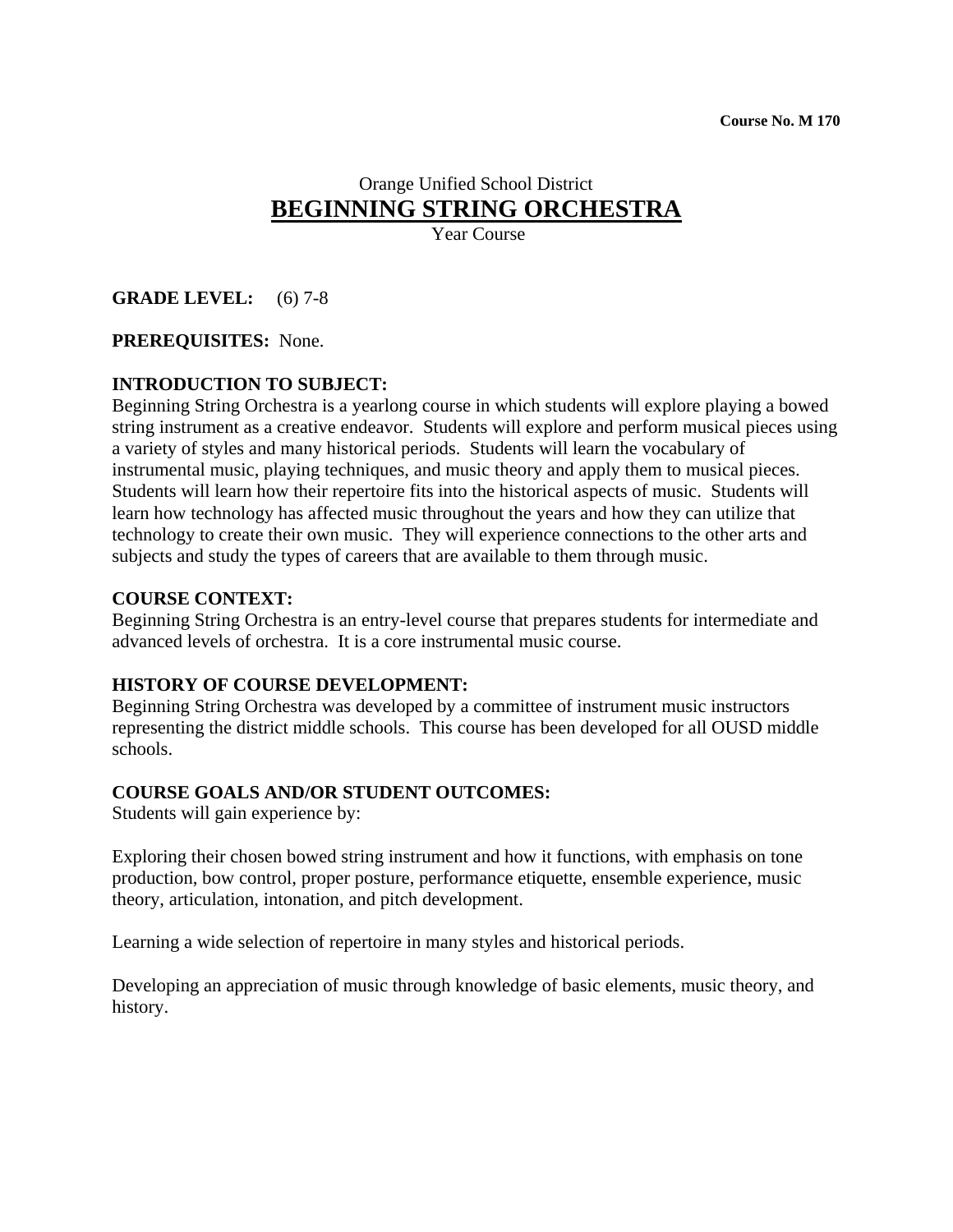**Course No. M 170**

Orange Unified School District

# BEGINNING STRING ORCHESTRA

Year Course

**GRADE LEVEL:** (6) 7-8

**PREREQUISITES:** None.

**INTRODUCTION TO SUBJECT:**
Beginning String Orchestra is a yearlong course in which students will explore playing a bowed string instrument as a creative endeavor. Students will explore and perform musical pieces using a variety of styles and many historical periods. Students will learn the vocabulary of instrumental music, playing techniques, and music theory and apply them to musical pieces. Students will learn how their repertoire fits into the historical aspects of music. Students will learn how technology has affected music throughout the years and how they can utilize that technology to create their own music. They will experience connections to the other arts and subjects and study the types of careers that are available to them through music.

**COURSE CONTEXT:**
Beginning String Orchestra is an entry-level course that prepares students for intermediate and advanced levels of orchestra. It is a core instrumental music course.

**HISTORY OF COURSE DEVELOPMENT:**
Beginning String Orchestra was developed by a committee of instrument music instructors representing the district middle schools. This course has been developed for all OUSD middle schools.

**COURSE GOALS AND/OR STUDENT OUTCOMES:**
Students will gain experience by:

Exploring their chosen bowed string instrument and how it functions, with emphasis on tone production, bow control, proper posture, performance etiquette, ensemble experience, music theory, articulation, intonation, and pitch development.

Learning a wide selection of repertoire in many styles and historical periods.

Developing an appreciation of music through knowledge of basic elements, music theory, and history.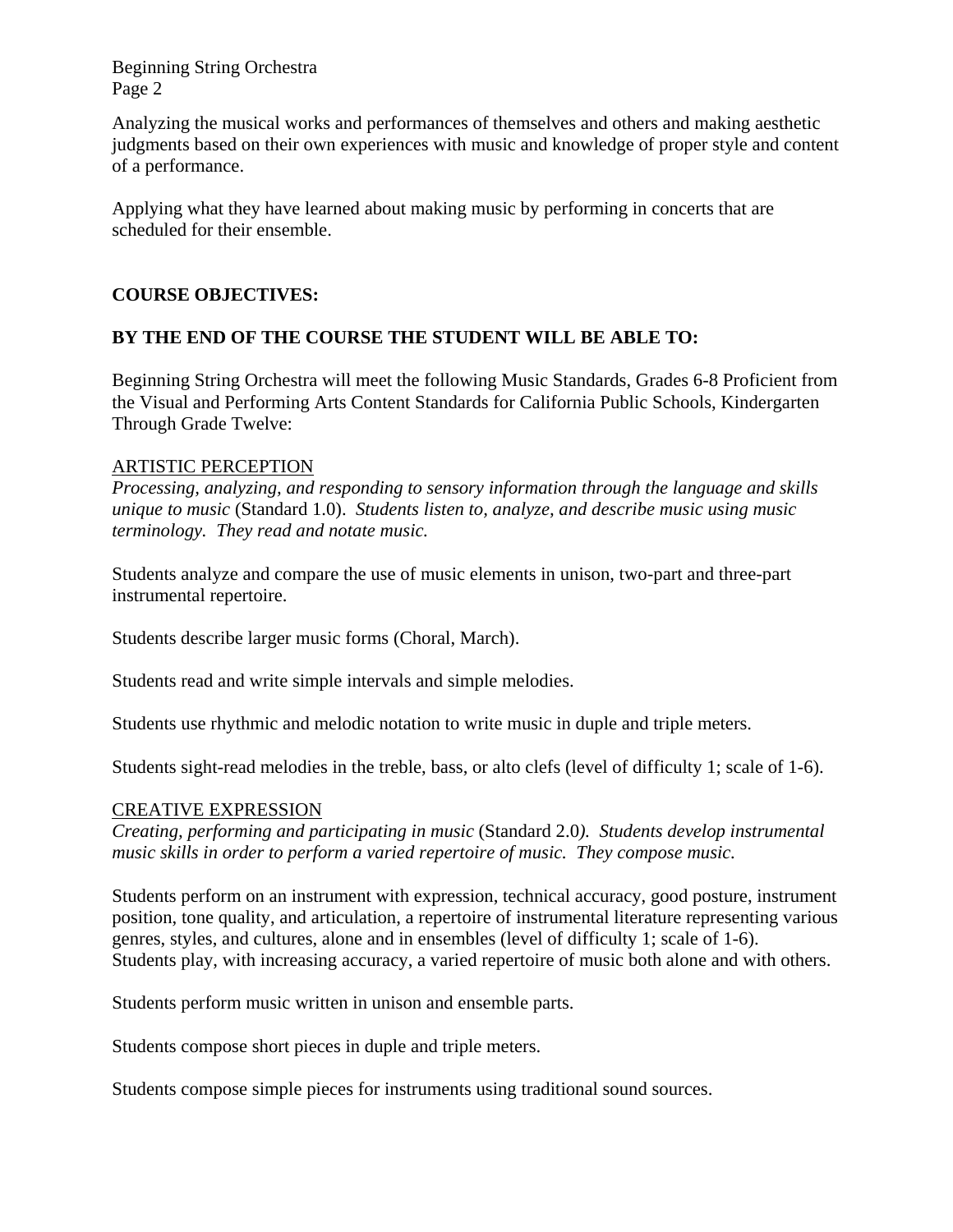Analyzing the musical works and performances of themselves and others and making aesthetic judgments based on their own experiences with music and knowledge of proper style and content of a performance.

Applying what they have learned about making music by performing in concerts that are scheduled for their ensemble.

**COURSE OBJECTIVES:**

**BY THE END OF THE COURSE THE STUDENT WILL BE ABLE TO:**

Beginning String Orchestra will meet the following Music Standards, Grades 6-8 Proficient from the Visual and Performing Arts Content Standards for California Public Schools, Kindergarten Through Grade Twelve:

ARTISTIC PERCEPTION
*Processing, analyzing, and responding to sensory information through the language and skills unique to music* (Standard 1.0). *Students listen to, analyze, and describe music using music terminology. They read and notate music.*

Students analyze and compare the use of music elements in unison, two-part and three-part instrumental repertoire.

Students describe larger music forms (Choral, March).

Students read and write simple intervals and simple melodies.

Students use rhythmic and melodic notation to write music in duple and triple meters.

Students sight-read melodies in the treble, bass, or alto clefs (level of difficulty 1; scale of 1-6).

CREATIVE EXPRESSION
*Creating, performing and participating in music* (Standard 2.0*). Students develop instrumental music skills in order to perform a varied repertoire of music. They compose music.*

Students perform on an instrument with expression, technical accuracy, good posture, instrument position, tone quality, and articulation, a repertoire of instrumental literature representing various genres, styles, and cultures, alone and in ensembles (level of difficulty 1; scale of 1-6). Students play, with increasing accuracy, a varied repertoire of music both alone and with others.

Students perform music written in unison and ensemble parts.

Students compose short pieces in duple and triple meters.

Students compose simple pieces for instruments using traditional sound sources.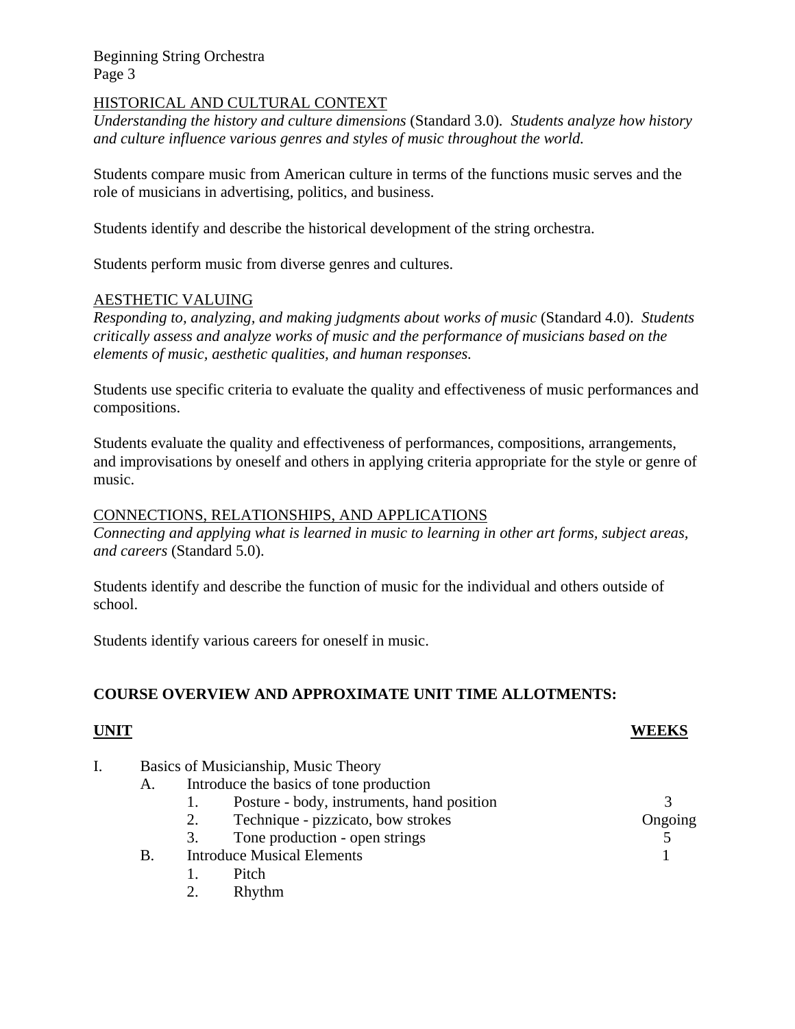<u>HISTORICAL AND CULTURAL CONTEXT</u>
*Understanding the history and culture dimensions* (Standard 3.0). *Students analyze how history and culture influence various genres and styles of music throughout the world.*

Students compare music from American culture in terms of the functions music serves and the role of musicians in advertising, politics, and business.

Students identify and describe the historical development of the string orchestra.

Students perform music from diverse genres and cultures.

<u>AESTHETIC VALUING</u>
*Responding to, analyzing, and making judgments about works of music* (Standard 4.0). *Students critically assess and analyze works of music and the performance of musicians based on the elements of music, aesthetic qualities, and human responses.*

Students use specific criteria to evaluate the quality and effectiveness of music performances and compositions.

Students evaluate the quality and effectiveness of performances, compositions, arrangements, and improvisations by oneself and others in applying criteria appropriate for the style or genre of music.

<u>CONNECTIONS, RELATIONSHIPS, AND APPLICATIONS</u>
*Connecting and applying what is learned in music to learning in other art forms, subject areas, and careers* (Standard 5.0).

Students identify and describe the function of music for the individual and others outside of school.

Students identify various careers for oneself in music.

**COURSE OVERVIEW AND APPROXIMATE UNIT TIME ALLOTMENTS:**

| **UNIT** | **WEEKS** |
|---|---|
| I. Basics of Musicianship, Music Theory | |
| A. Introduce the basics of tone production | |
| 1. Posture - body, instruments, hand position | 3 |
| 2. Technique - pizzicato, bow strokes | Ongoing |
| 3. Tone production - open strings | 5 |
| B. Introduce Musical Elements | 1 |
| 1. Pitch | |
| 2. Rhythm | |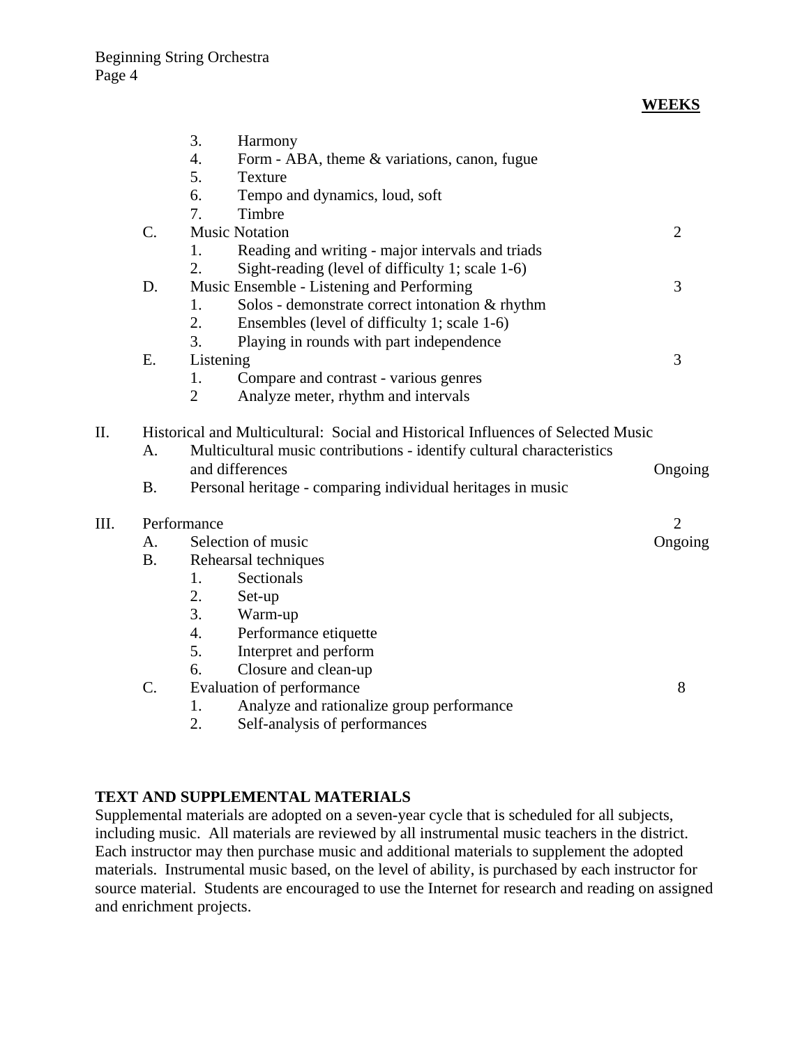**WEEKS**

|  |  |  |  |
|---|---|---|---|
|  | 3. | Harmony |  |
|  | 4. | Form - ABA, theme & variations, canon, fugue |  |
|  | 5. | Texture |  |
|  | 6. | Tempo and dynamics, loud, soft |  |
|  | 7. | Timbre |  |
| C. |  | Music Notation | 2 |
|  | 1. | Reading and writing - major intervals and triads |  |
|  | 2. | Sight-reading (level of difficulty 1; scale 1-6) |  |
| D. |  | Music Ensemble - Listening and Performing | 3 |
|  | 1. | Solos - demonstrate correct intonation & rhythm |  |
|  | 2. | Ensembles (level of difficulty 1; scale 1-6) |  |
|  | 3. | Playing in rounds with part independence |  |
| E. |  | Listening | 3 |
|  | 1. | Compare and contrast - various genres |  |
|  | 2 | Analyze meter, rhythm and intervals |  |

II. Historical and Multicultural: Social and Historical Influences of Selected Music

- A. Multicultural music contributions - identify cultural characteristics and differences — Ongoing
- B. Personal heritage - comparing individual heritages in music

III. Performance — 2

- A. Selection of music — Ongoing
- B. Rehearsal techniques
  1. Sectionals
  2. Set-up
  3. Warm-up
  4. Performance etiquette
  5. Interpret and perform
  6. Closure and clean-up
- C. Evaluation of performance — 8
  1. Analyze and rationalize group performance
  2. Self-analysis of performances

**TEXT AND SUPPLEMENTAL MATERIALS**

Supplemental materials are adopted on a seven-year cycle that is scheduled for all subjects, including music. All materials are reviewed by all instrumental music teachers in the district. Each instructor may then purchase music and additional materials to supplement the adopted materials. Instrumental music based, on the level of ability, is purchased by each instructor for source material. Students are encouraged to use the Internet for research and reading on assigned and enrichment projects.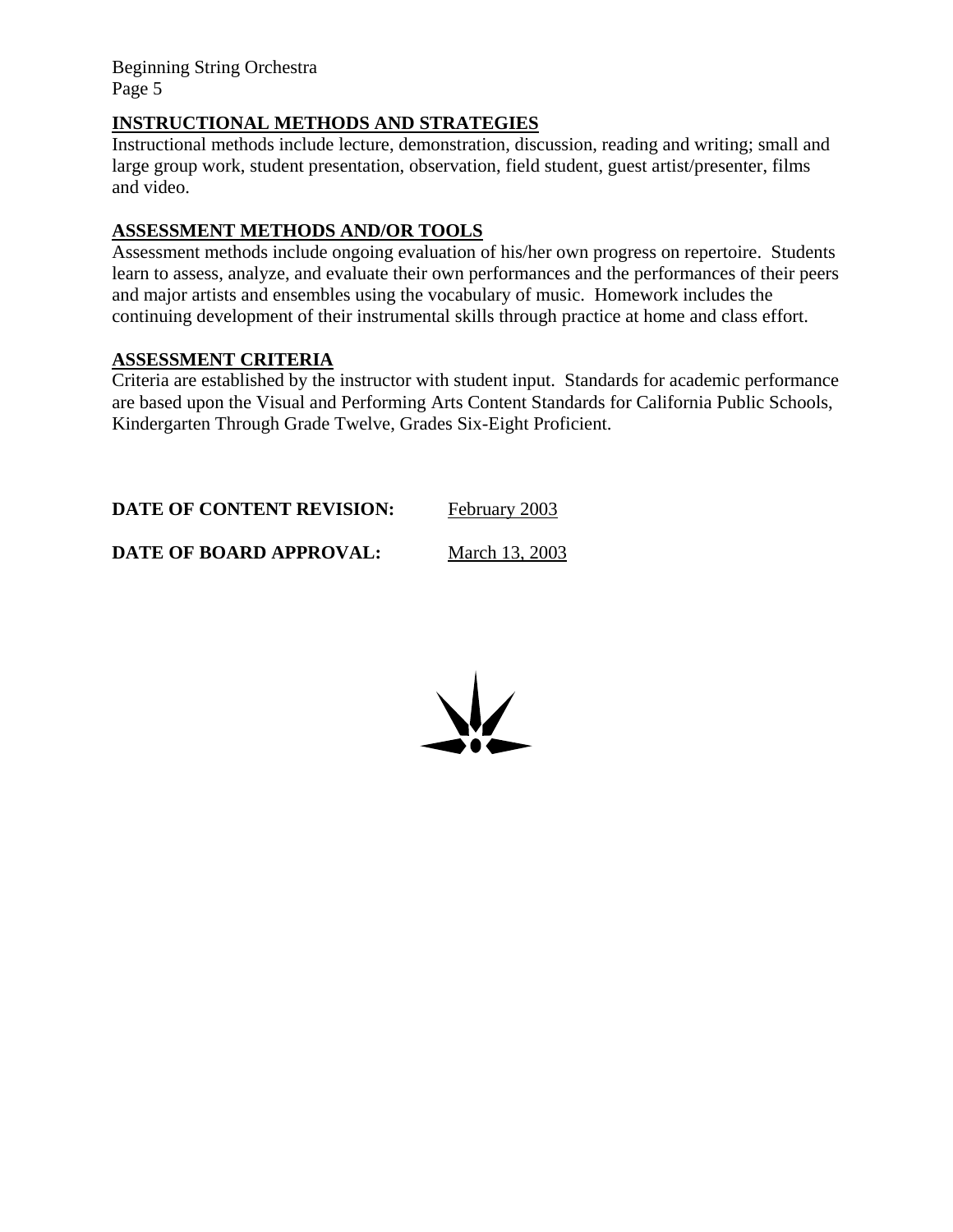## INSTRUCTIONAL METHODS AND STRATEGIES

Instructional methods include lecture, demonstration, discussion, reading and writing; small and large group work, student presentation, observation, field student, guest artist/presenter, films and video.

## ASSESSMENT METHODS AND/OR TOOLS

Assessment methods include ongoing evaluation of his/her own progress on repertoire. Students learn to assess, analyze, and evaluate their own performances and the performances of their peers and major artists and ensembles using the vocabulary of music. Homework includes the continuing development of their instrumental skills through practice at home and class effort.

## ASSESSMENT CRITERIA

Criteria are established by the instructor with student input. Standards for academic performance are based upon the Visual and Performing Arts Content Standards for California Public Schools, Kindergarten Through Grade Twelve, Grades Six-Eight Proficient.

**DATE OF CONTENT REVISION:** February 2003

**DATE OF BOARD APPROVAL:** March 13, 2003